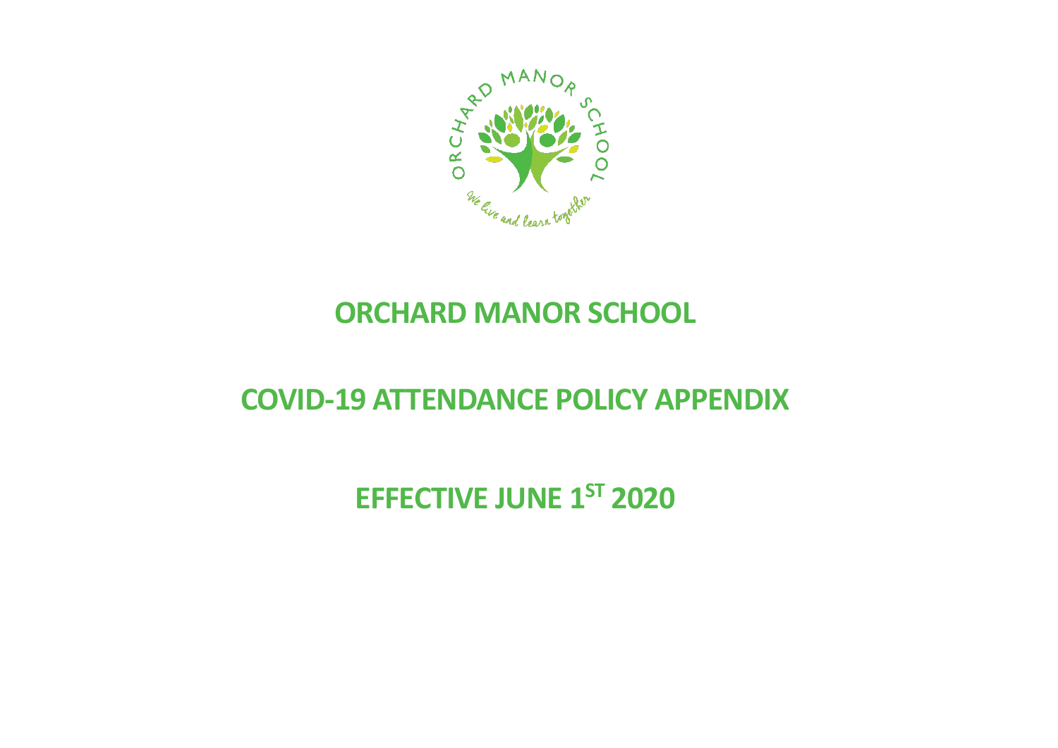# ORCHARD MANOR SCHOOL

## COVID-19 ATTENDANCE POLICY APPENDIX

## EFFECTIVE JUNE 1ST 2020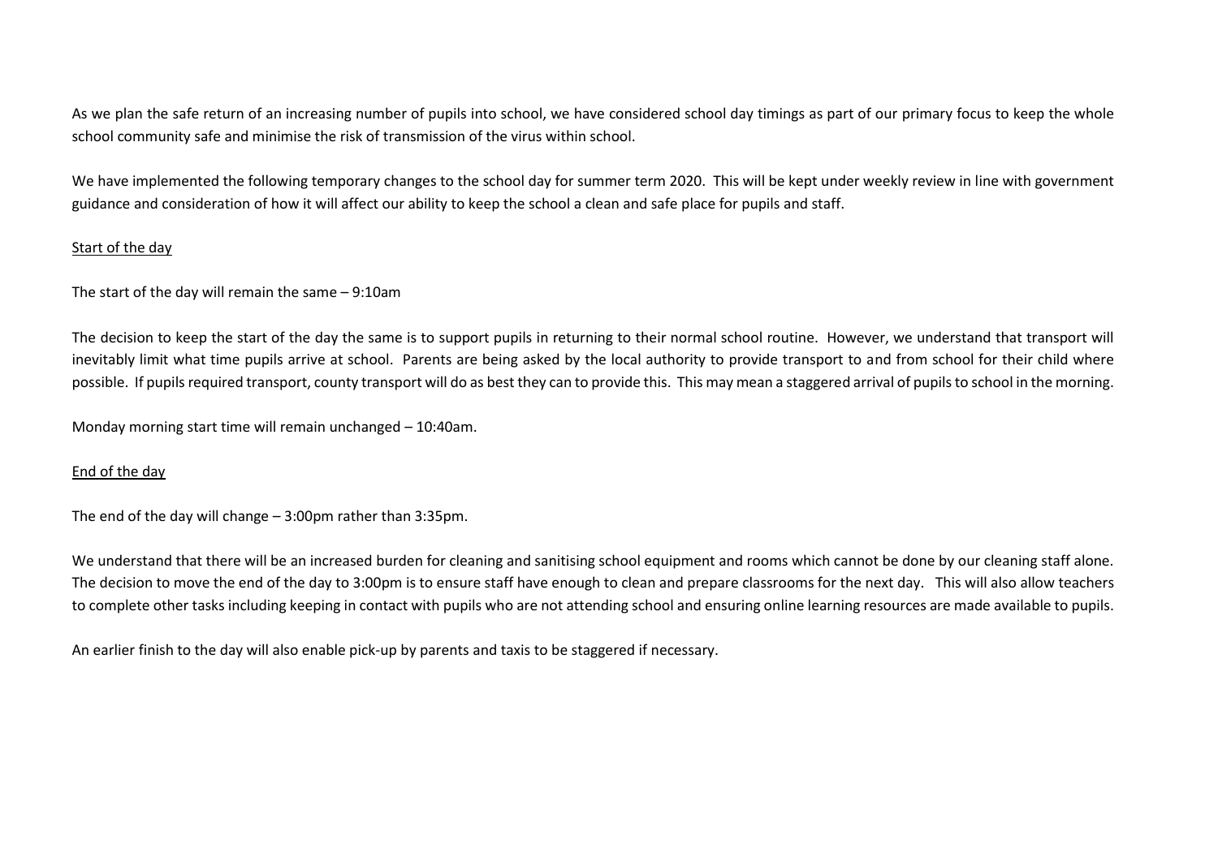As we plan the safe return of an increasing number of pupils into school, we have considered school day timings as part of our primary focus to keep the whole school community safe and minimise the risk of transmission of the virus within school.

We have implemented the following temporary changes to the school day for summer term 2020. This will be kept under weekly review in line with government guidance and consideration of how it will affect our ability to keep the school a clean and safe place for pupils and staff.

<u>Start of the day</u>

The start of the day will remain the same – 9:10am

The decision to keep the start of the day the same is to support pupils in returning to their normal school routine. However, we understand that transport will inevitably limit what time pupils arrive at school. Parents are being asked by the local authority to provide transport to and from school for their child where possible. If pupils required transport, county transport will do as best they can to provide this. This may mean a staggered arrival of pupils to school in the morning.

Monday morning start time will remain unchanged – 10:40am.

<u>End of the day</u>

The end of the day will change – 3:00pm rather than 3:35pm.

We understand that there will be an increased burden for cleaning and sanitising school equipment and rooms which cannot be done by our cleaning staff alone. The decision to move the end of the day to 3:00pm is to ensure staff have enough to clean and prepare classrooms for the next day. This will also allow teachers to complete other tasks including keeping in contact with pupils who are not attending school and ensuring online learning resources are made available to pupils.

An earlier finish to the day will also enable pick-up by parents and taxis to be staggered if necessary.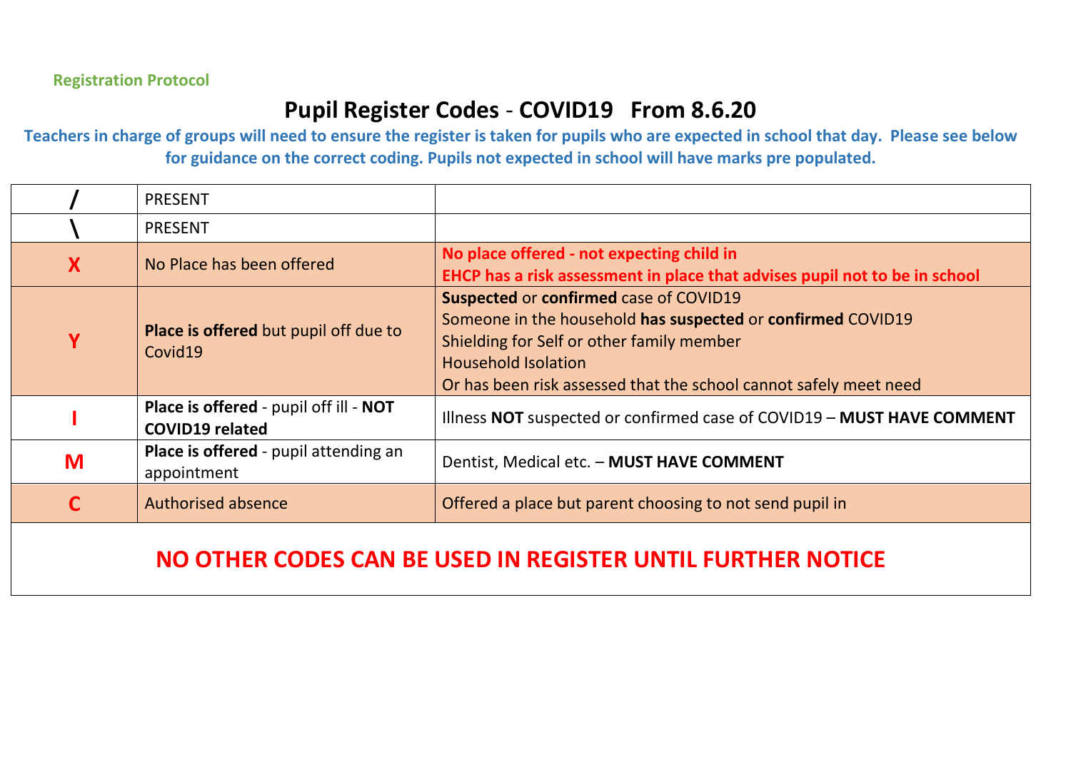**Registration Protocol**

# Pupil Register Codes - COVID19 From 8.6.20

**Teachers in charge of groups will need to ensure the register is taken for pupils who are expected in school that day. Please see below for guidance on the correct coding. Pupils not expected in school will have marks pre populated.**

| | | |
|---|---|---|
| **/** | PRESENT | |
| **\\** | PRESENT | |
| **X** | No Place has been offered | **No place offered - not expecting child in**<br>**EHCP has a risk assessment in place that advises pupil not to be in school** |
| **Y** | **Place is offered** but pupil off due to Covid19 | **Suspected** or **confirmed** case of COVID19<br>Someone in the household **has suspected** or **confirmed** COVID19<br>Shielding for Self or other family member<br>Household Isolation<br>Or has been risk assessed that the school cannot safely meet need |
| **I** | **Place is offered** - pupil off ill - **NOT COVID19 related** | Illness **NOT** suspected or confirmed case of COVID19 – **MUST HAVE COMMENT** |
| **M** | **Place is offered** - pupil attending an appointment | Dentist, Medical etc. – **MUST HAVE COMMENT** |
| **C** | Authorised absence | Offered a place but parent choosing to not send pupil in |

**NO OTHER CODES CAN BE USED IN REGISTER UNTIL FURTHER NOTICE**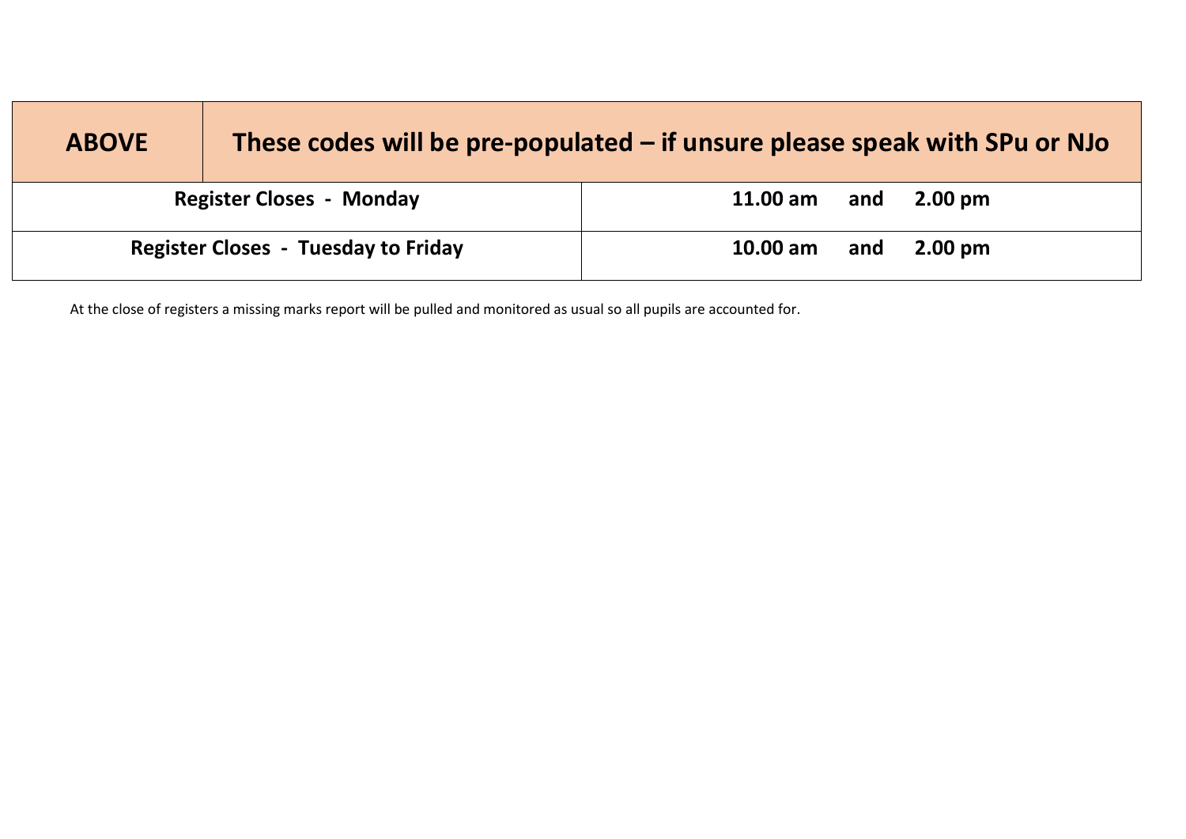| ABOVE | These codes will be pre-populated – if unsure please speak with SPu or NJo |
|---|---|
| **Register Closes - Monday** | **11.00 am and 2.00 pm** |
| **Register Closes - Tuesday to Friday** | **10.00 am and 2.00 pm** |

At the close of registers a missing marks report will be pulled and monitored as usual so all pupils are accounted for.